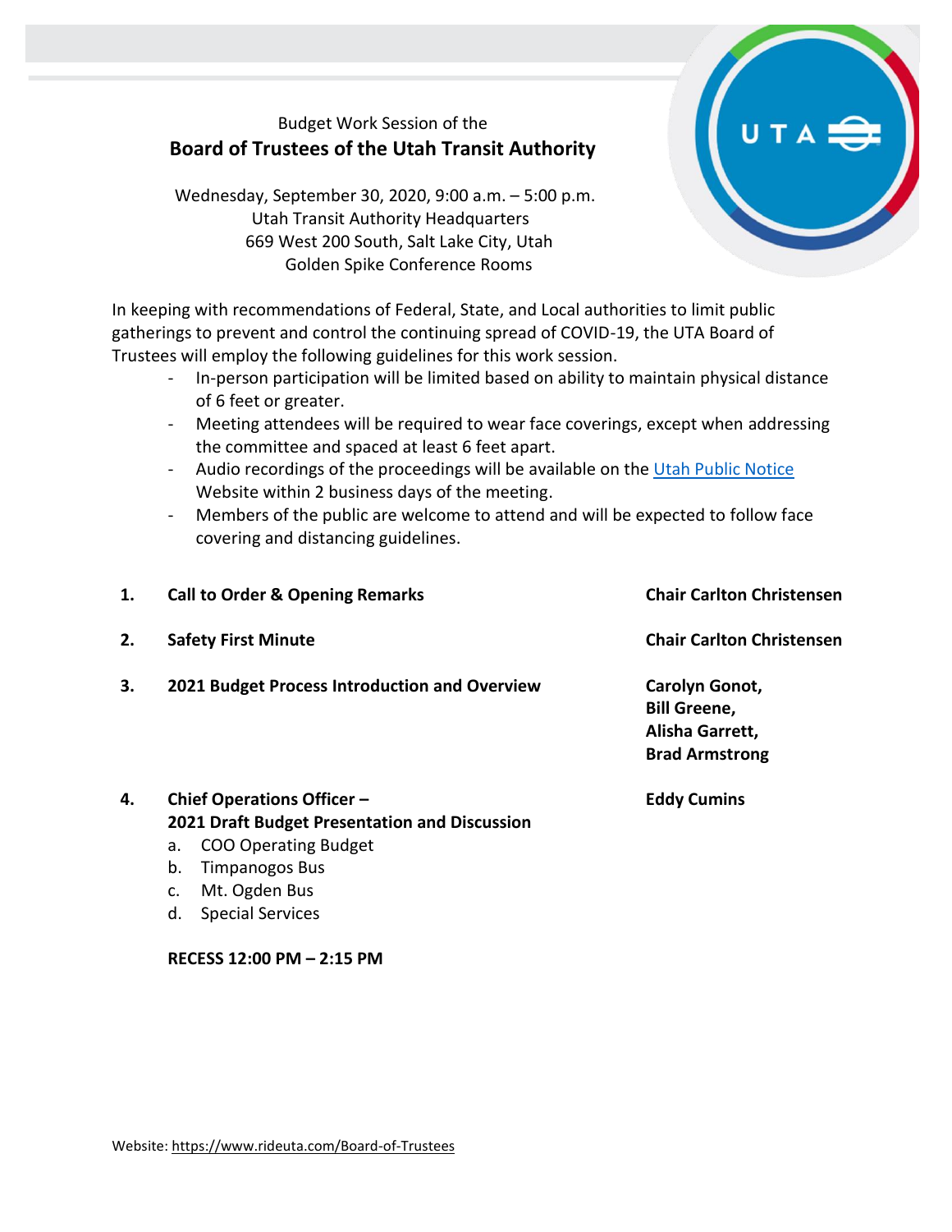Budget Work Session of the

# Board of Trustees of the Utah Transit Authority

Wednesday, September 30, 2020, 9:00 a.m. – 5:00 p.m.
Utah Transit Authority Headquarters
669 West 200 South, Salt Lake City, Utah
Golden Spike Conference Rooms

In keeping with recommendations of Federal, State, and Local authorities to limit public gatherings to prevent and control the continuing spread of COVID-19, the UTA Board of Trustees will employ the following guidelines for this work session.

- In-person participation will be limited based on ability to maintain physical distance of 6 feet or greater.
- Meeting attendees will be required to wear face coverings, except when addressing the committee and spaced at least 6 feet apart.
- Audio recordings of the proceedings will be available on the [Utah Public Notice](#) Website within 2 business days of the meeting.
- Members of the public are welcome to attend and will be expected to follow face covering and distancing guidelines.

1. **Call to Order & Opening Remarks** — **Chair Carlton Christensen**

2. **Safety First Minute** — **Chair Carlton Christensen**

3. **2021 Budget Process Introduction and Overview** — **Carolyn Gonot, Bill Greene, Alisha Garrett, Brad Armstrong**

4. **Chief Operations Officer – 2021 Draft Budget Presentation and Discussion** — **Eddy Cumins**
   a. COO Operating Budget
   b. Timpanogos Bus
   c. Mt. Ogden Bus
   d. Special Services

**RECESS 12:00 PM – 2:15 PM**

Website: https://www.rideuta.com/Board-of-Trustees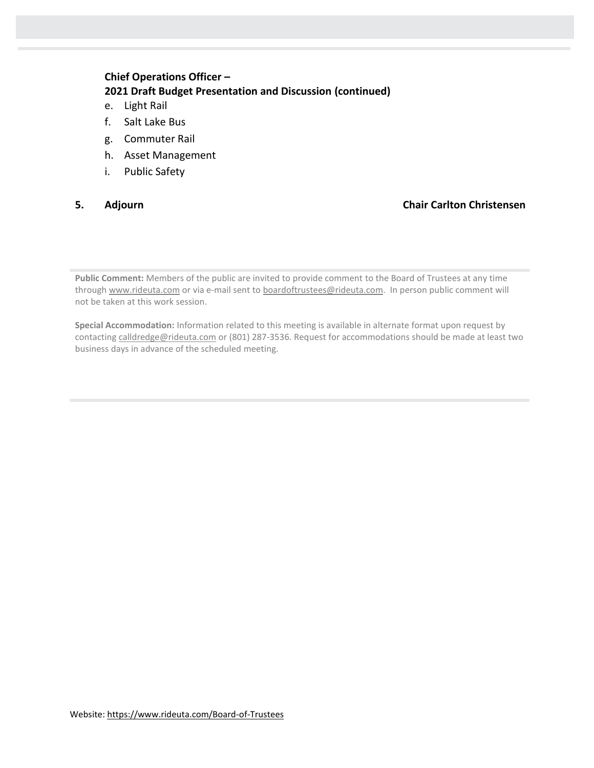**Chief Operations Officer –**
**2021 Draft Budget Presentation and Discussion (continued)**

e. Light Rail
f. Salt Lake Bus
g. Commuter Rail
h. Asset Management
i. Public Safety

**5. Adjourn** **Chair Carlton Christensen**

**Public Comment:** Members of the public are invited to provide comment to the Board of Trustees at any time through www.rideuta.com or via e-mail sent to boardoftrustees@rideuta.com. In person public comment will not be taken at this work session.

**Special Accommodation:** Information related to this meeting is available in alternate format upon request by contacting calldredge@rideuta.com or (801) 287-3536. Request for accommodations should be made at least two business days in advance of the scheduled meeting.

Website: https://www.rideuta.com/Board-of-Trustees